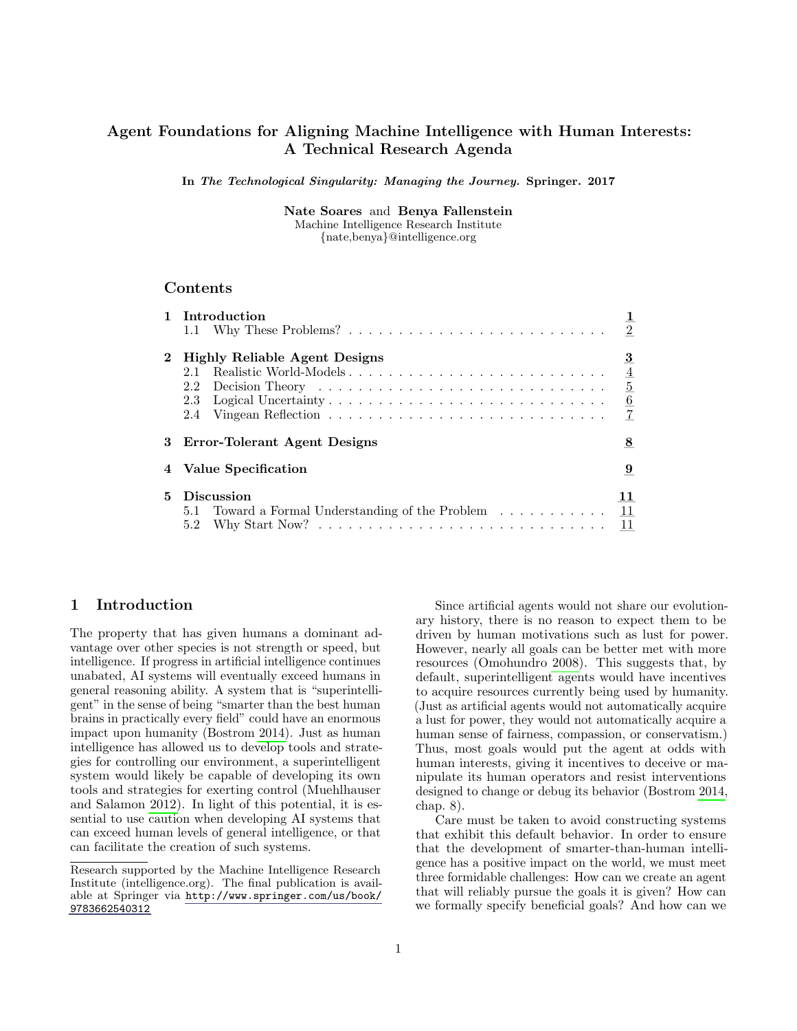# Agent Foundations for Aligning Machine Intelligence with Human Interests: A Technical Research Agenda

**In *The Technological Singularity: Managing the Journey.* Springer. 2017**

**Nate Soares** and **Benya Fallenstein**
Machine Intelligence Research Institute
{nate,benya}@intelligence.org

## Contents

| | | |
|---|---|---|
| **1** | **Introduction** | **1** |
| | 1.1 Why These Problems? | 2 |
| **2** | **Highly Reliable Agent Designs** | **3** |
| | 2.1 Realistic World-Models | 4 |
| | 2.2 Decision Theory | 5 |
| | 2.3 Logical Uncertainty | 6 |
| | 2.4 Vingean Reflection | 7 |
| **3** | **Error-Tolerant Agent Designs** | **8** |
| **4** | **Value Specification** | **9** |
| **5** | **Discussion** | **11** |
| | 5.1 Toward a Formal Understanding of the Problem | 11 |
| | 5.2 Why Start Now? | 11 |

## 1 Introduction

The property that has given humans a dominant advantage over other species is not strength or speed, but intelligence. If progress in artificial intelligence continues unabated, AI systems will eventually exceed humans in general reasoning ability. A system that is "superintelligent" in the sense of being "smarter than the best human brains in practically every field" could have an enormous impact upon humanity (Bostrom 2014). Just as human intelligence has allowed us to develop tools and strategies for controlling our environment, a superintelligent system would likely be capable of developing its own tools and strategies for exerting control (Muehlhauser and Salamon 2012). In light of this potential, it is essential to use caution when developing AI systems that can exceed human levels of general intelligence, or that can facilitate the creation of such systems.

Since artificial agents would not share our evolutionary history, there is no reason to expect them to be driven by human motivations such as lust for power. However, nearly all goals can be better met with more resources (Omohundro 2008). This suggests that, by default, superintelligent agents would have incentives to acquire resources currently being used by humanity. (Just as artificial agents would not automatically acquire a lust for power, they would not automatically acquire a human sense of fairness, compassion, or conservatism.) Thus, most goals would put the agent at odds with human interests, giving it incentives to deceive or manipulate its human operators and resist interventions designed to change or debug its behavior (Bostrom 2014, chap. 8).

Care must be taken to avoid constructing systems that exhibit this default behavior. In order to ensure that the development of smarter-than-human intelligence has a positive impact on the world, we must meet three formidable challenges: How can we create an agent that will reliably pursue the goals it is given? How can we formally specify beneficial goals? And how can we

---

Research supported by the Machine Intelligence Research Institute (intelligence.org). The final publication is available at Springer via http://www.springer.com/us/book/9783662540312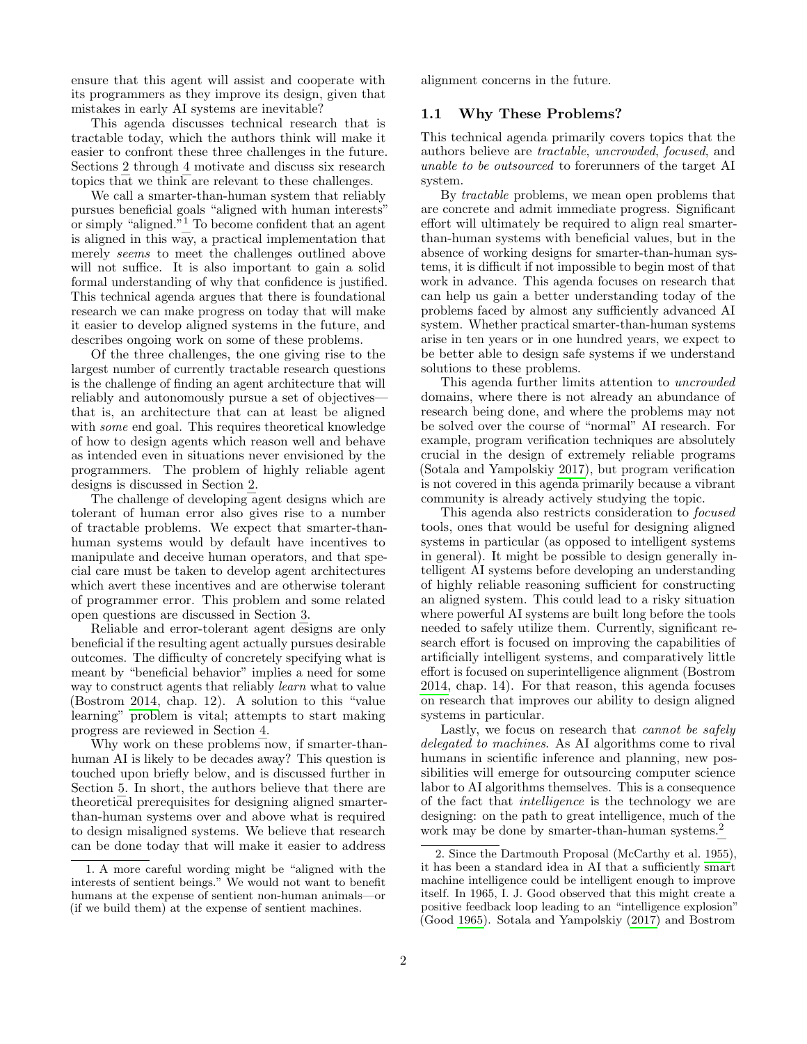ensure that this agent will assist and cooperate with its programmers as they improve its design, given that mistakes in early AI systems are inevitable?

This agenda discusses technical research that is tractable today, which the authors think will make it easier to confront these three challenges in the future. Sections 2 through 4 motivate and discuss six research topics that we think are relevant to these challenges.

We call a smarter-than-human system that reliably pursues beneficial goals "aligned with human interests" or simply "aligned."[1] To become confident that an agent is aligned in this way, a practical implementation that merely *seems* to meet the challenges outlined above will not suffice. It is also important to gain a solid formal understanding of why that confidence is justified. This technical agenda argues that there is foundational research we can make progress on today that will make it easier to develop aligned systems in the future, and describes ongoing work on some of these problems.

Of the three challenges, the one giving rise to the largest number of currently tractable research questions is the challenge of finding an agent architecture that will reliably and autonomously pursue a set of objectives—that is, an architecture that can at least be aligned with *some* end goal. This requires theoretical knowledge of how to design agents which reason well and behave as intended even in situations never envisioned by the programmers. The problem of highly reliable agent designs is discussed in Section 2.

The challenge of developing agent designs which are tolerant of human error also gives rise to a number of tractable problems. We expect that smarter-than-human systems would by default have incentives to manipulate and deceive human operators, and that special care must be taken to develop agent architectures which avert these incentives and are otherwise tolerant of programmer error. This problem and some related open questions are discussed in Section 3.

Reliable and error-tolerant agent designs are only beneficial if the resulting agent actually pursues desirable outcomes. The difficulty of concretely specifying what is meant by "beneficial behavior" implies a need for some way to construct agents that reliably *learn* what to value (Bostrom 2014, chap. 12). A solution to this "value learning" problem is vital; attempts to start making progress are reviewed in Section 4.

Why work on these problems now, if smarter-than-human AI is likely to be decades away? This question is touched upon briefly below, and is discussed further in Section 5. In short, the authors believe that there are theoretical prerequisites for designing aligned smarter-than-human systems over and above what is required to design misaligned systems. We believe that research can be done today that will make it easier to address alignment concerns in the future.

## 1.1 Why These Problems?

This technical agenda primarily covers topics that the authors believe are *tractable*, *uncrowded*, *focused*, and *unable to be outsourced* to forerunners of the target AI system.

By *tractable* problems, we mean open problems that are concrete and admit immediate progress. Significant effort will ultimately be required to align real smarter-than-human systems with beneficial values, but in the absence of working designs for smarter-than-human systems, it is difficult if not impossible to begin most of that work in advance. This agenda focuses on research that can help us gain a better understanding today of the problems faced by almost any sufficiently advanced AI system. Whether practical smarter-than-human systems arise in ten years or in one hundred years, we expect to be better able to design safe systems if we understand solutions to these problems.

This agenda further limits attention to *uncrowded* domains, where there is not already an abundance of research being done, and where the problems may not be solved over the course of "normal" AI research. For example, program verification techniques are absolutely crucial in the design of extremely reliable programs (Sotala and Yampolskiy 2017), but program verification is not covered in this agenda primarily because a vibrant community is already actively studying the topic.

This agenda also restricts consideration to *focused* tools, ones that would be useful for designing aligned systems in particular (as opposed to intelligent systems in general). It might be possible to design generally intelligent AI systems before developing an understanding of highly reliable reasoning sufficient for constructing an aligned system. This could lead to a risky situation where powerful AI systems are built long before the tools needed to safely utilize them. Currently, significant research effort is focused on improving the capabilities of artificially intelligent systems, and comparatively little effort is focused on superintelligence alignment (Bostrom 2014, chap. 14). For that reason, this agenda focuses on research that improves our ability to design aligned systems in particular.

Lastly, we focus on research that *cannot be safely delegated to machines*. As AI algorithms come to rival humans in scientific inference and planning, new possibilities will emerge for outsourcing computer science labor to AI algorithms themselves. This is a consequence of the fact that *intelligence* is the technology we are designing: on the path to great intelligence, much of the work may be done by smarter-than-human systems.[2]

---

1. A more careful wording might be "aligned with the interests of sentient beings." We would not want to benefit humans at the expense of sentient non-human animals—or (if we build them) at the expense of sentient machines.

2. Since the Dartmouth Proposal (McCarthy et al. 1955), it has been a standard idea in AI that a sufficiently smart machine intelligence could be intelligent enough to improve itself. In 1965, I. J. Good observed that this might create a positive feedback loop leading to an "intelligence explosion" (Good 1965). Sotala and Yampolskiy (2017) and Bostrom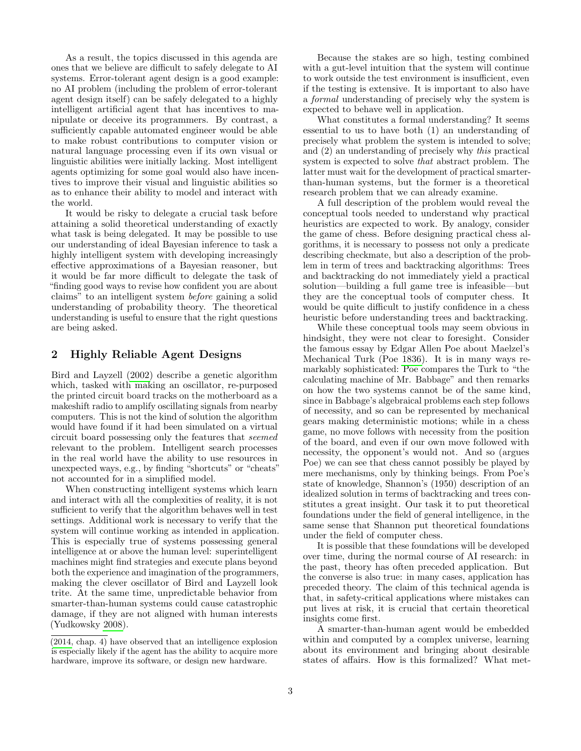As a result, the topics discussed in this agenda are ones that we believe are difficult to safely delegate to AI systems. Error-tolerant agent design is a good example: no AI problem (including the problem of error-tolerant agent design itself) can be safely delegated to a highly intelligent artificial agent that has incentives to manipulate or deceive its programmers. By contrast, a sufficiently capable automated engineer would be able to make robust contributions to computer vision or natural language processing even if its own visual or linguistic abilities were initially lacking. Most intelligent agents optimizing for some goal would also have incentives to improve their visual and linguistic abilities so as to enhance their ability to model and interact with the world.

It would be risky to delegate a crucial task before attaining a solid theoretical understanding of exactly what task is being delegated. It may be possible to use our understanding of ideal Bayesian inference to task a highly intelligent system with developing increasingly effective approximations of a Bayesian reasoner, but it would be far more difficult to delegate the task of "finding good ways to revise how confident you are about claims" to an intelligent system *before* gaining a solid understanding of probability theory. The theoretical understanding is useful to ensure that the right questions are being asked.

## 2 Highly Reliable Agent Designs

Bird and Layzell (2002) describe a genetic algorithm which, tasked with making an oscillator, re-purposed the printed circuit board tracks on the motherboard as a makeshift radio to amplify oscillating signals from nearby computers. This is not the kind of solution the algorithm would have found if it had been simulated on a virtual circuit board possessing only the features that *seemed* relevant to the problem. Intelligent search processes in the real world have the ability to use resources in unexpected ways, e.g., by finding "shortcuts" or "cheats" not accounted for in a simplified model.

When constructing intelligent systems which learn and interact with all the complexities of reality, it is not sufficient to verify that the algorithm behaves well in test settings. Additional work is necessary to verify that the system will continue working as intended in application. This is especially true of systems possessing general intelligence at or above the human level: superintelligent machines might find strategies and execute plans beyond both the experience and imagination of the programmers, making the clever oscillator of Bird and Layzell look trite. At the same time, unpredictable behavior from smarter-than-human systems could cause catastrophic damage, if they are not aligned with human interests (Yudkowsky 2008).

Because the stakes are so high, testing combined with a gut-level intuition that the system will continue to work outside the test environment is insufficient, even if the testing is extensive. It is important to also have a *formal* understanding of precisely why the system is expected to behave well in application.

What constitutes a formal understanding? It seems essential to us to have both (1) an understanding of precisely what problem the system is intended to solve; and (2) an understanding of precisely why *this* practical system is expected to solve *that* abstract problem. The latter must wait for the development of practical smarter-than-human systems, but the former is a theoretical research problem that we can already examine.

A full description of the problem would reveal the conceptual tools needed to understand why practical heuristics are expected to work. By analogy, consider the game of chess. Before designing practical chess algorithms, it is necessary to possess not only a predicate describing checkmate, but also a description of the problem in term of trees and backtracking algorithms: Trees and backtracking do not immediately yield a practical solution—building a full game tree is infeasible—but they are the conceptual tools of computer chess. It would be quite difficult to justify confidence in a chess heuristic before understanding trees and backtracking.

While these conceptual tools may seem obvious in hindsight, they were not clear to foresight. Consider the famous essay by Edgar Allen Poe about Maelzel's Mechanical Turk (Poe 1836). It is in many ways remarkably sophisticated: Poe compares the Turk to "the calculating machine of Mr. Babbage" and then remarks on how the two systems cannot be of the same kind, since in Babbage's algebraical problems each step follows of necessity, and so can be represented by mechanical gears making deterministic motions; while in a chess game, no move follows with necessity from the position of the board, and even if our own move followed with necessity, the opponent's would not. And so (argues Poe) we can see that chess cannot possibly be played by mere mechanisms, only by thinking beings. From Poe's state of knowledge, Shannon's (1950) description of an idealized solution in terms of backtracking and trees constitutes a great insight. Our task it to put theoretical foundations under the field of general intelligence, in the same sense that Shannon put theoretical foundations under the field of computer chess.

It is possible that these foundations will be developed over time, during the normal course of AI research: in the past, theory has often preceded application. But the converse is also true: in many cases, application has preceded theory. The claim of this technical agenda is that, in safety-critical applications where mistakes can put lives at risk, it is crucial that certain theoretical insights come first.

A smarter-than-human agent would be embedded within and computed by a complex universe, learning about its environment and bringing about desirable states of affairs. How is this formalized? What met-

(2014, chap. 4) have observed that an intelligence explosion is especially likely if the agent has the ability to acquire more hardware, improve its software, or design new hardware.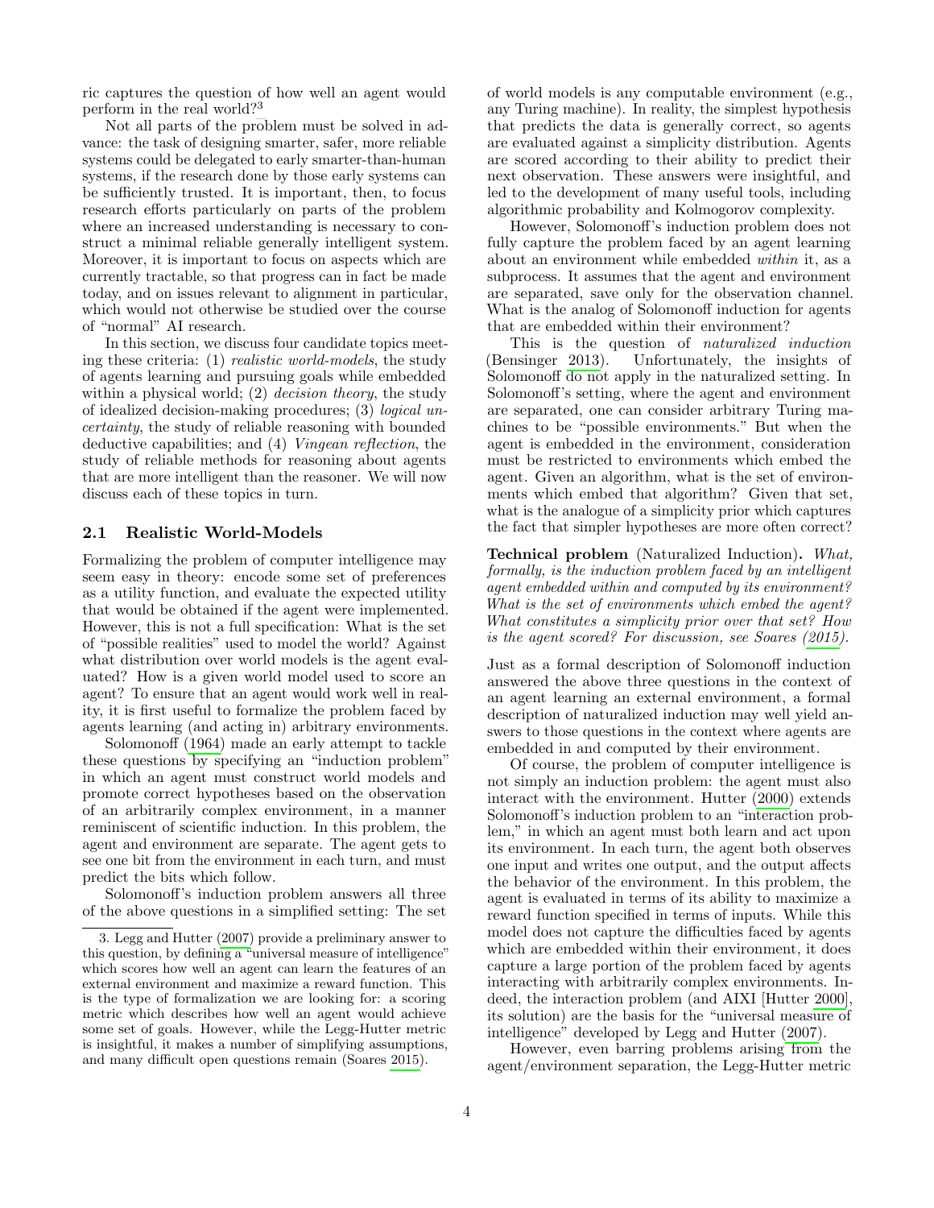ric captures the question of how well an agent would perform in the real world?[3]

Not all parts of the problem must be solved in advance: the task of designing smarter, safer, more reliable systems could be delegated to early smarter-than-human systems, if the research done by those early systems can be sufficiently trusted. It is important, then, to focus research efforts particularly on parts of the problem where an increased understanding is necessary to construct a minimal reliable generally intelligent system. Moreover, it is important to focus on aspects which are currently tractable, so that progress can in fact be made today, and on issues relevant to alignment in particular, which would not otherwise be studied over the course of "normal" AI research.

In this section, we discuss four candidate topics meeting these criteria: (1) *realistic world-models*, the study of agents learning and pursuing goals while embedded within a physical world; (2) *decision theory*, the study of idealized decision-making procedures; (3) *logical uncertainty*, the study of reliable reasoning with bounded deductive capabilities; and (4) *Vingean reflection*, the study of reliable methods for reasoning about agents that are more intelligent than the reasoner. We will now discuss each of these topics in turn.

## 2.1 Realistic World-Models

Formalizing the problem of computer intelligence may seem easy in theory: encode some set of preferences as a utility function, and evaluate the expected utility that would be obtained if the agent were implemented. However, this is not a full specification: What is the set of "possible realities" used to model the world? Against what distribution over world models is the agent evaluated? How is a given world model used to score an agent? To ensure that an agent would work well in reality, it is first useful to formalize the problem faced by agents learning (and acting in) arbitrary environments.

Solomonoff (1964) made an early attempt to tackle these questions by specifying an "induction problem" in which an agent must construct world models and promote correct hypotheses based on the observation of an arbitrarily complex environment, in a manner reminiscent of scientific induction. In this problem, the agent and environment are separate. The agent gets to see one bit from the environment in each turn, and must predict the bits which follow.

Solomonoff's induction problem answers all three of the above questions in a simplified setting: The set of world models is any computable environment (e.g., any Turing machine). In reality, the simplest hypothesis that predicts the data is generally correct, so agents are evaluated against a simplicity distribution. Agents are scored according to their ability to predict their next observation. These answers were insightful, and led to the development of many useful tools, including algorithmic probability and Kolmogorov complexity.

However, Solomonoff's induction problem does not fully capture the problem faced by an agent learning about an environment while embedded *within* it, as a subprocess. It assumes that the agent and environment are separated, save only for the observation channel. What is the analog of Solomonoff induction for agents that are embedded within their environment?

This is the question of *naturalized induction* (Bensinger 2013). Unfortunately, the insights of Solomonoff do not apply in the naturalized setting. In Solomonoff's setting, where the agent and environment are separated, one can consider arbitrary Turing machines to be "possible environments." But when the agent is embedded in the environment, consideration must be restricted to environments which embed the agent. Given an algorithm, what is the set of environments which embed that algorithm? Given that set, what is the analogue of a simplicity prior which captures the fact that simpler hypotheses are more often correct?

**Technical problem** (Naturalized Induction)**.** *What, formally, is the induction problem faced by an intelligent agent embedded within and computed by its environment? What is the set of environments which embed the agent? What constitutes a simplicity prior over that set? How is the agent scored? For discussion, see Soares (2015).*

Just as a formal description of Solomonoff induction answered the above three questions in the context of an agent learning an external environment, a formal description of naturalized induction may well yield answers to those questions in the context where agents are embedded in and computed by their environment.

Of course, the problem of computer intelligence is not simply an induction problem: the agent must also interact with the environment. Hutter (2000) extends Solomonoff's induction problem to an "interaction problem," in which an agent must both learn and act upon its environment. In each turn, the agent both observes one input and writes one output, and the output affects the behavior of the environment. In this problem, the agent is evaluated in terms of its ability to maximize a reward function specified in terms of inputs. While this model does not capture the difficulties faced by agents which are embedded within their environment, it does capture a large portion of the problem faced by agents interacting with arbitrarily complex environments. Indeed, the interaction problem (and AIXI [Hutter 2000], its solution) are the basis for the "universal measure of intelligence" developed by Legg and Hutter (2007).

However, even barring problems arising from the agent/environment separation, the Legg-Hutter metric

---

3. Legg and Hutter (2007) provide a preliminary answer to this question, by defining a "universal measure of intelligence" which scores how well an agent can learn the features of an external environment and maximize a reward function. This is the type of formalization we are looking for: a scoring metric which describes how well an agent would achieve some set of goals. However, while the Legg-Hutter metric is insightful, it makes a number of simplifying assumptions, and many difficult open questions remain (Soares 2015).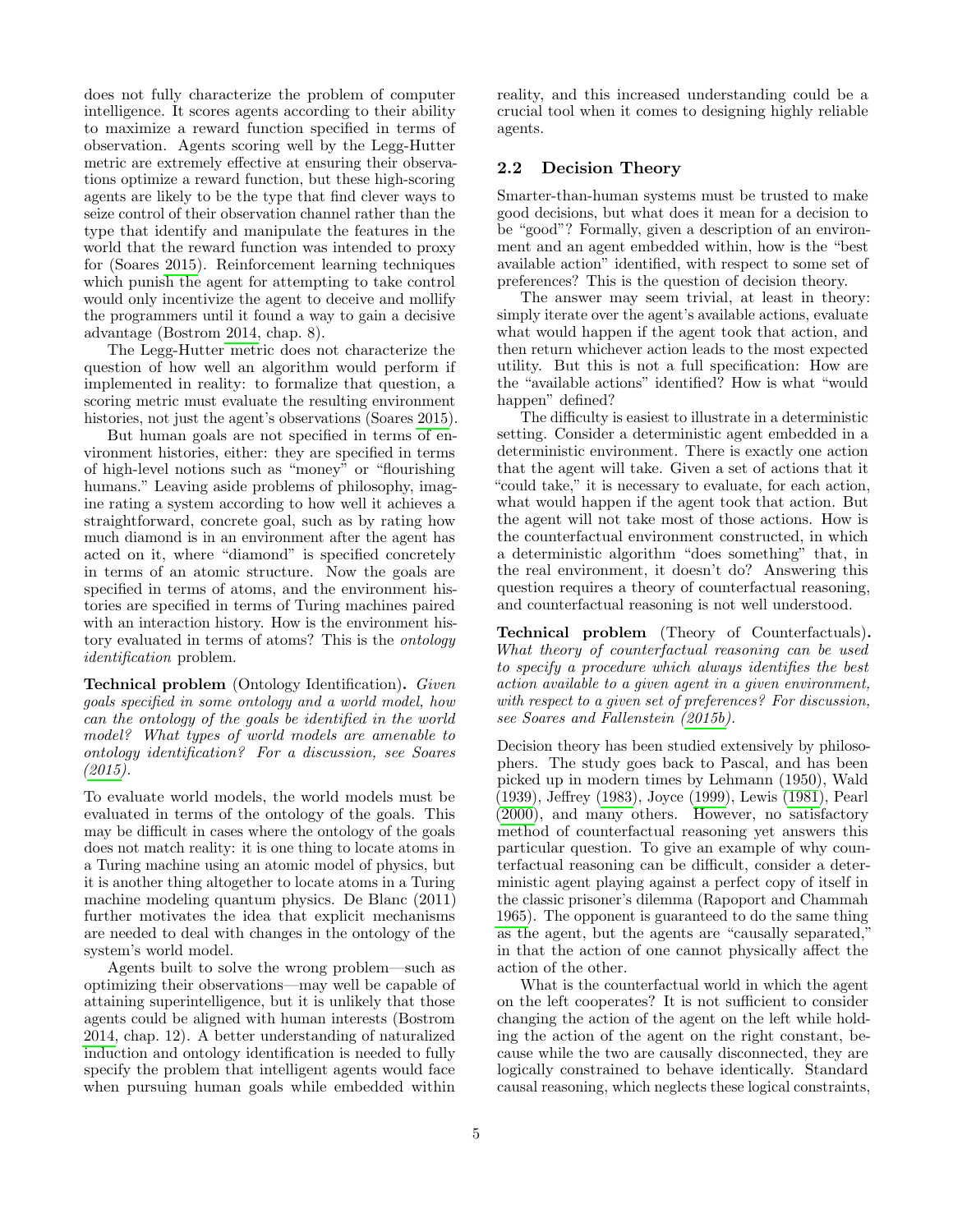does not fully characterize the problem of computer intelligence. It scores agents according to their ability to maximize a reward function specified in terms of observation. Agents scoring well by the Legg-Hutter metric are extremely effective at ensuring their observations optimize a reward function, but these high-scoring agents are likely to be the type that find clever ways to seize control of their observation channel rather than the type that identify and manipulate the features in the world that the reward function was intended to proxy for (Soares 2015). Reinforcement learning techniques which punish the agent for attempting to take control would only incentivize the agent to deceive and mollify the programmers until it found a way to gain a decisive advantage (Bostrom 2014, chap. 8).

The Legg-Hutter metric does not characterize the question of how well an algorithm would perform if implemented in reality: to formalize that question, a scoring metric must evaluate the resulting environment histories, not just the agent's observations (Soares 2015).

But human goals are not specified in terms of environment histories, either: they are specified in terms of high-level notions such as "money" or "flourishing humans." Leaving aside problems of philosophy, imagine rating a system according to how well it achieves a straightforward, concrete goal, such as by rating how much diamond is in an environment after the agent has acted on it, where "diamond" is specified concretely in terms of an atomic structure. Now the goals are specified in terms of atoms, and the environment histories are specified in terms of Turing machines paired with an interaction history. How is the environment history evaluated in terms of atoms? This is the *ontology identification* problem.

**Technical problem** (Ontology Identification)**.** *Given goals specified in some ontology and a world model, how can the ontology of the goals be identified in the world model? What types of world models are amenable to ontology identification? For a discussion, see Soares (2015).*

To evaluate world models, the world models must be evaluated in terms of the ontology of the goals. This may be difficult in cases where the ontology of the goals does not match reality: it is one thing to locate atoms in a Turing machine using an atomic model of physics, but it is another thing altogether to locate atoms in a Turing machine modeling quantum physics. De Blanc (2011) further motivates the idea that explicit mechanisms are needed to deal with changes in the ontology of the system's world model.

Agents built to solve the wrong problem—such as optimizing their observations—may well be capable of attaining superintelligence, but it is unlikely that those agents could be aligned with human interests (Bostrom 2014, chap. 12). A better understanding of naturalized induction and ontology identification is needed to fully specify the problem that intelligent agents would face when pursuing human goals while embedded within reality, and this increased understanding could be a crucial tool when it comes to designing highly reliable agents.

## 2.2 Decision Theory

Smarter-than-human systems must be trusted to make good decisions, but what does it mean for a decision to be "good"? Formally, given a description of an environment and an agent embedded within, how is the "best available action" identified, with respect to some set of preferences? This is the question of decision theory.

The answer may seem trivial, at least in theory: simply iterate over the agent's available actions, evaluate what would happen if the agent took that action, and then return whichever action leads to the most expected utility. But this is not a full specification: How are the "available actions" identified? How is what "would happen" defined?

The difficulty is easiest to illustrate in a deterministic setting. Consider a deterministic agent embedded in a deterministic environment. There is exactly one action that the agent will take. Given a set of actions that it "could take," it is necessary to evaluate, for each action, what would happen if the agent took that action. But the agent will not take most of those actions. How is the counterfactual environment constructed, in which a deterministic algorithm "does something" that, in the real environment, it doesn't do? Answering this question requires a theory of counterfactual reasoning, and counterfactual reasoning is not well understood.

**Technical problem** (Theory of Counterfactuals)**.** *What theory of counterfactual reasoning can be used to specify a procedure which always identifies the best action available to a given agent in a given environment, with respect to a given set of preferences? For discussion, see Soares and Fallenstein (2015b).*

Decision theory has been studied extensively by philosophers. The study goes back to Pascal, and has been picked up in modern times by Lehmann (1950), Wald (1939), Jeffrey (1983), Joyce (1999), Lewis (1981), Pearl (2000), and many others. However, no satisfactory method of counterfactual reasoning yet answers this particular question. To give an example of why counterfactual reasoning can be difficult, consider a deterministic agent playing against a perfect copy of itself in the classic prisoner's dilemma (Rapoport and Chammah 1965). The opponent is guaranteed to do the same thing as the agent, but the agents are "causally separated," in that the action of one cannot physically affect the action of the other.

What is the counterfactual world in which the agent on the left cooperates? It is not sufficient to consider changing the action of the agent on the left while holding the action of the agent on the right constant, because while the two are causally disconnected, they are logically constrained to behave identically. Standard causal reasoning, which neglects these logical constraints,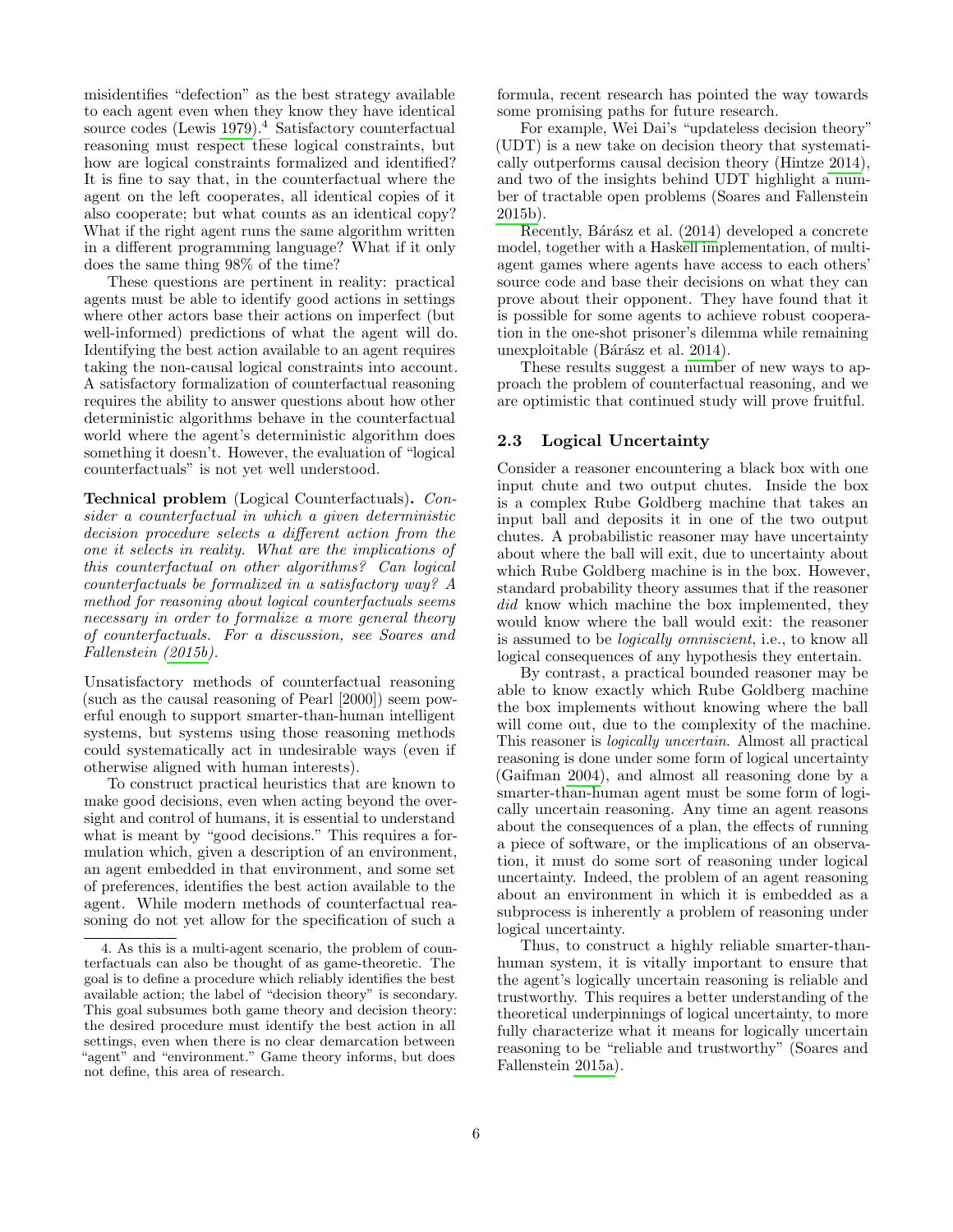misidentifies "defection" as the best strategy available to each agent even when they know they have identical source codes (Lewis 1979).[4] Satisfactory counterfactual reasoning must respect these logical constraints, but how are logical constraints formalized and identified? It is fine to say that, in the counterfactual where the agent on the left cooperates, all identical copies of it also cooperate; but what counts as an identical copy? What if the right agent runs the same algorithm written in a different programming language? What if it only does the same thing 98% of the time?

These questions are pertinent in reality: practical agents must be able to identify good actions in settings where other actors base their actions on imperfect (but well-informed) predictions of what the agent will do. Identifying the best action available to an agent requires taking the non-causal logical constraints into account. A satisfactory formalization of counterfactual reasoning requires the ability to answer questions about how other deterministic algorithms behave in the counterfactual world where the agent's deterministic algorithm does something it doesn't. However, the evaluation of "logical counterfactuals" is not yet well understood.

**Technical problem** (Logical Counterfactuals)**.** *Consider a counterfactual in which a given deterministic decision procedure selects a different action from the one it selects in reality. What are the implications of this counterfactual on other algorithms? Can logical counterfactuals be formalized in a satisfactory way? A method for reasoning about logical counterfactuals seems necessary in order to formalize a more general theory of counterfactuals. For a discussion, see Soares and Fallenstein (2015b).*

Unsatisfactory methods of counterfactual reasoning (such as the causal reasoning of Pearl [2000]) seem powerful enough to support smarter-than-human intelligent systems, but systems using those reasoning methods could systematically act in undesirable ways (even if otherwise aligned with human interests).

To construct practical heuristics that are known to make good decisions, even when acting beyond the oversight and control of humans, it is essential to understand what is meant by "good decisions." This requires a formulation which, given a description of an environment, an agent embedded in that environment, and some set of preferences, identifies the best action available to the agent. While modern methods of counterfactual reasoning do not yet allow for the specification of such a formula, recent research has pointed the way towards some promising paths for future research.

For example, Wei Dai's "updateless decision theory" (UDT) is a new take on decision theory that systematically outperforms causal decision theory (Hintze 2014), and two of the insights behind UDT highlight a number of tractable open problems (Soares and Fallenstein 2015b).

Recently, Bárász et al. (2014) developed a concrete model, together with a Haskell implementation, of multi-agent games where agents have access to each others' source code and base their decisions on what they can prove about their opponent. They have found that it is possible for some agents to achieve robust cooperation in the one-shot prisoner's dilemma while remaining unexploitable (Bárász et al. 2014).

These results suggest a number of new ways to approach the problem of counterfactual reasoning, and we are optimistic that continued study will prove fruitful.

### 2.3 Logical Uncertainty

Consider a reasoner encountering a black box with one input chute and two output chutes. Inside the box is a complex Rube Goldberg machine that takes an input ball and deposits it in one of the two output chutes. A probabilistic reasoner may have uncertainty about where the ball will exit, due to uncertainty about which Rube Goldberg machine is in the box. However, standard probability theory assumes that if the reasoner *did* know which machine the box implemented, they would know where the ball would exit: the reasoner is assumed to be *logically omniscient*, i.e., to know all logical consequences of any hypothesis they entertain.

By contrast, a practical bounded reasoner may be able to know exactly which Rube Goldberg machine the box implements without knowing where the ball will come out, due to the complexity of the machine. This reasoner is *logically uncertain*. Almost all practical reasoning is done under some form of logical uncertainty (Gaifman 2004), and almost all reasoning done by a smarter-than-human agent must be some form of logically uncertain reasoning. Any time an agent reasons about the consequences of a plan, the effects of running a piece of software, or the implications of an observation, it must do some sort of reasoning under logical uncertainty. Indeed, the problem of an agent reasoning about an environment in which it is embedded as a subprocess is inherently a problem of reasoning under logical uncertainty.

Thus, to construct a highly reliable smarter-than-human system, it is vitally important to ensure that the agent's logically uncertain reasoning is reliable and trustworthy. This requires a better understanding of the theoretical underpinnings of logical uncertainty, to more fully characterize what it means for logically uncertain reasoning to be "reliable and trustworthy" (Soares and Fallenstein 2015a).

---

4. As this is a multi-agent scenario, the problem of counterfactuals can also be thought of as game-theoretic. The goal is to define a procedure which reliably identifies the best available action; the label of "decision theory" is secondary. This goal subsumes both game theory and decision theory: the desired procedure must identify the best action in all settings, even when there is no clear demarcation between "agent" and "environment." Game theory informs, but does not define, this area of research.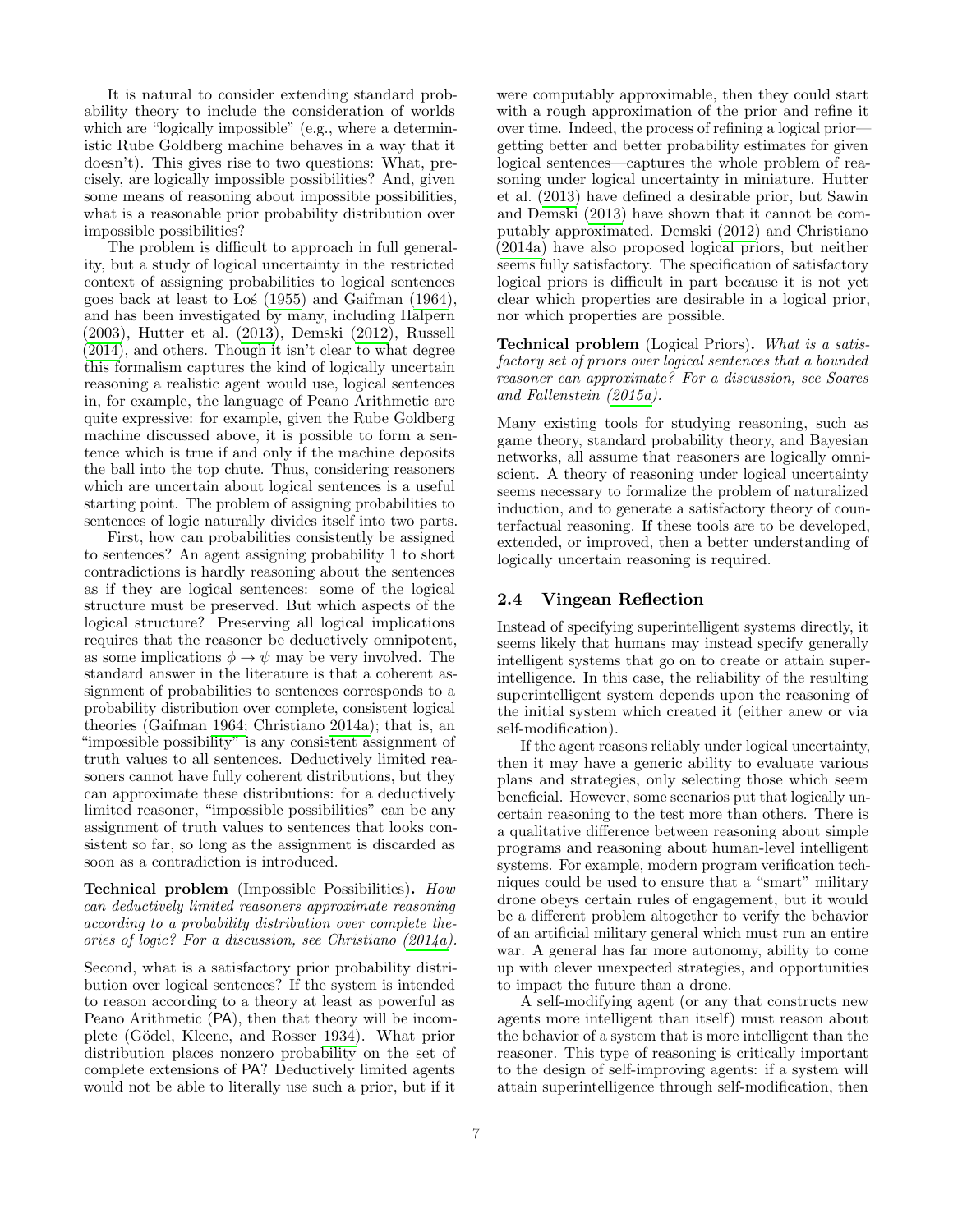It is natural to consider extending standard probability theory to include the consideration of worlds which are "logically impossible" (e.g., where a deterministic Rube Goldberg machine behaves in a way that it doesn't). This gives rise to two questions: What, precisely, are logically impossible possibilities? And, given some means of reasoning about impossible possibilities, what is a reasonable prior probability distribution over impossible possibilities?

The problem is difficult to approach in full generality, but a study of logical uncertainty in the restricted context of assigning probabilities to logical sentences goes back at least to Łoś (1955) and Gaifman (1964), and has been investigated by many, including Halpern (2003), Hutter et al. (2013), Demski (2012), Russell (2014), and others. Though it isn't clear to what degree this formalism captures the kind of logically uncertain reasoning a realistic agent would use, logical sentences in, for example, the language of Peano Arithmetic are quite expressive: for example, given the Rube Goldberg machine discussed above, it is possible to form a sentence which is true if and only if the machine deposits the ball into the top chute. Thus, considering reasoners which are uncertain about logical sentences is a useful starting point. The problem of assigning probabilities to sentences of logic naturally divides itself into two parts.

First, how can probabilities consistently be assigned to sentences? An agent assigning probability 1 to short contradictions is hardly reasoning about the sentences as if they are logical sentences: some of the logical structure must be preserved. But which aspects of the logical structure? Preserving all logical implications requires that the reasoner be deductively omnipotent, as some implications $\phi \to \psi$ may be very involved. The standard answer in the literature is that a coherent assignment of probabilities to sentences corresponds to a probability distribution over complete, consistent logical theories (Gaifman 1964; Christiano 2014a); that is, an "impossible possibility" is any consistent assignment of truth values to all sentences. Deductively limited reasoners cannot have fully coherent distributions, but they can approximate these distributions: for a deductively limited reasoner, "impossible possibilities" can be any assignment of truth values to sentences that looks consistent so far, so long as the assignment is discarded as soon as a contradiction is introduced.

**Technical problem** (Impossible Possibilities)**.** *How can deductively limited reasoners approximate reasoning according to a probability distribution over complete theories of logic? For a discussion, see Christiano (2014a).*

Second, what is a satisfactory prior probability distribution over logical sentences? If the system is intended to reason according to a theory at least as powerful as Peano Arithmetic (PA), then that theory will be incomplete (Gödel, Kleene, and Rosser 1934). What prior distribution places nonzero probability on the set of complete extensions of PA? Deductively limited agents would not be able to literally use such a prior, but if it were computably approximable, then they could start with a rough approximation of the prior and refine it over time. Indeed, the process of refining a logical prior—getting better and better probability estimates for given logical sentences—captures the whole problem of reasoning under logical uncertainty in miniature. Hutter et al. (2013) have defined a desirable prior, but Sawin and Demski (2013) have shown that it cannot be computably approximated. Demski (2012) and Christiano (2014a) have also proposed logical priors, but neither seems fully satisfactory. The specification of satisfactory logical priors is difficult in part because it is not yet clear which properties are desirable in a logical prior, nor which properties are possible.

**Technical problem** (Logical Priors)**.** *What is a satisfactory set of priors over logical sentences that a bounded reasoner can approximate? For a discussion, see Soares and Fallenstein (2015a).*

Many existing tools for studying reasoning, such as game theory, standard probability theory, and Bayesian networks, all assume that reasoners are logically omniscient. A theory of reasoning under logical uncertainty seems necessary to formalize the problem of naturalized induction, and to generate a satisfactory theory of counterfactual reasoning. If these tools are to be developed, extended, or improved, then a better understanding of logically uncertain reasoning is required.

## 2.4 Vingean Reflection

Instead of specifying superintelligent systems directly, it seems likely that humans may instead specify generally intelligent systems that go on to create or attain superintelligence. In this case, the reliability of the resulting superintelligent system depends upon the reasoning of the initial system which created it (either anew or via self-modification).

If the agent reasons reliably under logical uncertainty, then it may have a generic ability to evaluate various plans and strategies, only selecting those which seem beneficial. However, some scenarios put that logically uncertain reasoning to the test more than others. There is a qualitative difference between reasoning about simple programs and reasoning about human-level intelligent systems. For example, modern program verification techniques could be used to ensure that a "smart" military drone obeys certain rules of engagement, but it would be a different problem altogether to verify the behavior of an artificial military general which must run an entire war. A general has far more autonomy, ability to come up with clever unexpected strategies, and opportunities to impact the future than a drone.

A self-modifying agent (or any that constructs new agents more intelligent than itself) must reason about the behavior of a system that is more intelligent than the reasoner. This type of reasoning is critically important to the design of self-improving agents: if a system will attain superintelligence through self-modification, then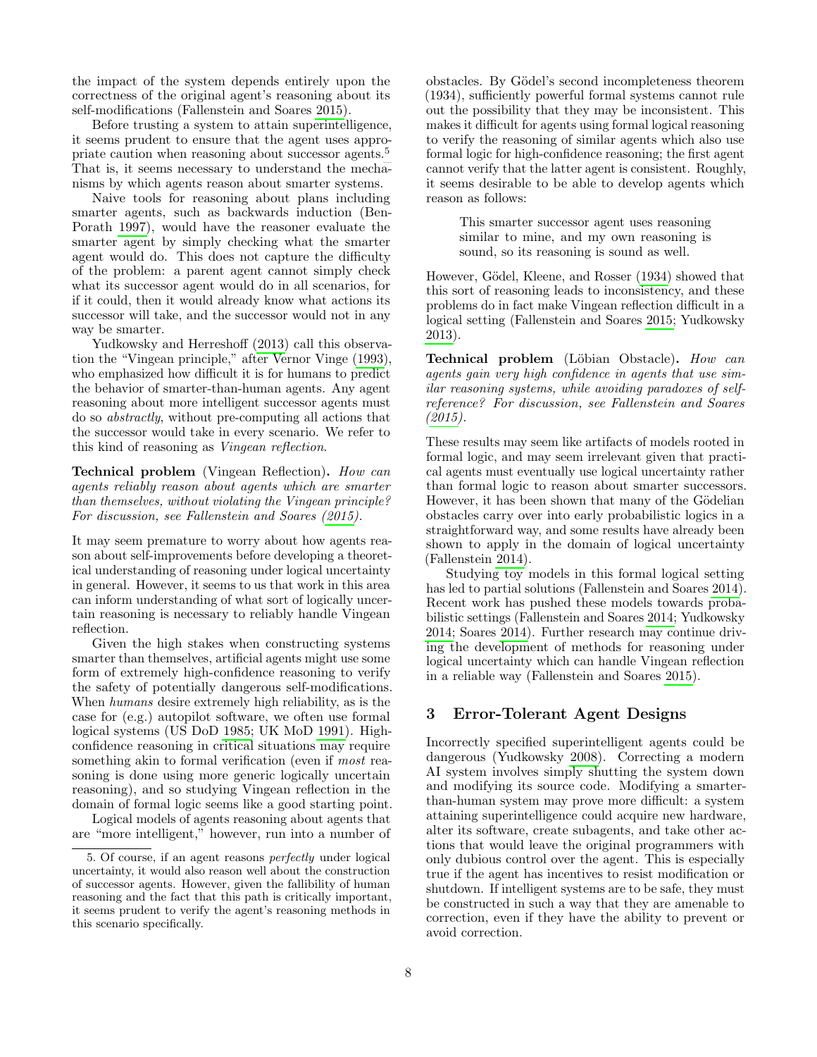the impact of the system depends entirely upon the correctness of the original agent's reasoning about its self-modifications (Fallenstein and Soares 2015).

Before trusting a system to attain superintelligence, it seems prudent to ensure that the agent uses appropriate caution when reasoning about successor agents.[5] That is, it seems necessary to understand the mechanisms by which agents reason about smarter systems.

Naive tools for reasoning about plans including smarter agents, such as backwards induction (Ben-Porath 1997), would have the reasoner evaluate the smarter agent by simply checking what the smarter agent would do. This does not capture the difficulty of the problem: a parent agent cannot simply check what its successor agent would do in all scenarios, for if it could, then it would already know what actions its successor will take, and the successor would not in any way be smarter.

Yudkowsky and Herreshoff (2013) call this observation the "Vingean principle," after Vernor Vinge (1993), who emphasized how difficult it is for humans to predict the behavior of smarter-than-human agents. Any agent reasoning about more intelligent successor agents must do so *abstractly*, without pre-computing all actions that the successor would take in every scenario. We refer to this kind of reasoning as *Vingean reflection*.

**Technical problem** (Vingean Reflection)**.** *How can agents reliably reason about agents which are smarter than themselves, without violating the Vingean principle? For discussion, see Fallenstein and Soares (2015).*

It may seem premature to worry about how agents reason about self-improvements before developing a theoretical understanding of reasoning under logical uncertainty in general. However, it seems to us that work in this area can inform understanding of what sort of logically uncertain reasoning is necessary to reliably handle Vingean reflection.

Given the high stakes when constructing systems smarter than themselves, artificial agents might use some form of extremely high-confidence reasoning to verify the safety of potentially dangerous self-modifications. When *humans* desire extremely high reliability, as is the case for (e.g.) autopilot software, we often use formal logical systems (US DoD 1985; UK MoD 1991). High-confidence reasoning in critical situations may require something akin to formal verification (even if *most* reasoning is done using more generic logically uncertain reasoning), and so studying Vingean reflection in the domain of formal logic seems like a good starting point.

Logical models of agents reasoning about agents that are "more intelligent," however, run into a number of obstacles. By Gödel's second incompleteness theorem (1934), sufficiently powerful formal systems cannot rule out the possibility that they may be inconsistent. This makes it difficult for agents using formal logical reasoning to verify the reasoning of similar agents which also use formal logic for high-confidence reasoning; the first agent cannot verify that the latter agent is consistent. Roughly, it seems desirable to be able to develop agents which reason as follows:

> This smarter successor agent uses reasoning similar to mine, and my own reasoning is sound, so its reasoning is sound as well.

However, Gödel, Kleene, and Rosser (1934) showed that this sort of reasoning leads to inconsistency, and these problems do in fact make Vingean reflection difficult in a logical setting (Fallenstein and Soares 2015; Yudkowsky 2013).

**Technical problem** (Löbian Obstacle)**.** *How can agents gain very high confidence in agents that use similar reasoning systems, while avoiding paradoxes of self-reference? For discussion, see Fallenstein and Soares (2015).*

These results may seem like artifacts of models rooted in formal logic, and may seem irrelevant given that practical agents must eventually use logical uncertainty rather than formal logic to reason about smarter successors. However, it has been shown that many of the Gödelian obstacles carry over into early probabilistic logics in a straightforward way, and some results have already been shown to apply in the domain of logical uncertainty (Fallenstein 2014).

Studying toy models in this formal logical setting has led to partial solutions (Fallenstein and Soares 2014). Recent work has pushed these models towards probabilistic settings (Fallenstein and Soares 2014; Yudkowsky 2014; Soares 2014). Further research may continue driving the development of methods for reasoning under logical uncertainty which can handle Vingean reflection in a reliable way (Fallenstein and Soares 2015).

## 3 Error-Tolerant Agent Designs

Incorrectly specified superintelligent agents could be dangerous (Yudkowsky 2008). Correcting a modern AI system involves simply shutting the system down and modifying its source code. Modifying a smarter-than-human system may prove more difficult: a system attaining superintelligence could acquire new hardware, alter its software, create subagents, and take other actions that would leave the original programmers with only dubious control over the agent. This is especially true if the agent has incentives to resist modification or shutdown. If intelligent systems are to be safe, they must be constructed in such a way that they are amenable to correction, even if they have the ability to prevent or avoid correction.

---

5. Of course, if an agent reasons *perfectly* under logical uncertainty, it would also reason well about the construction of successor agents. However, given the fallibility of human reasoning and the fact that this path is critically important, it seems prudent to verify the agent's reasoning methods in this scenario specifically.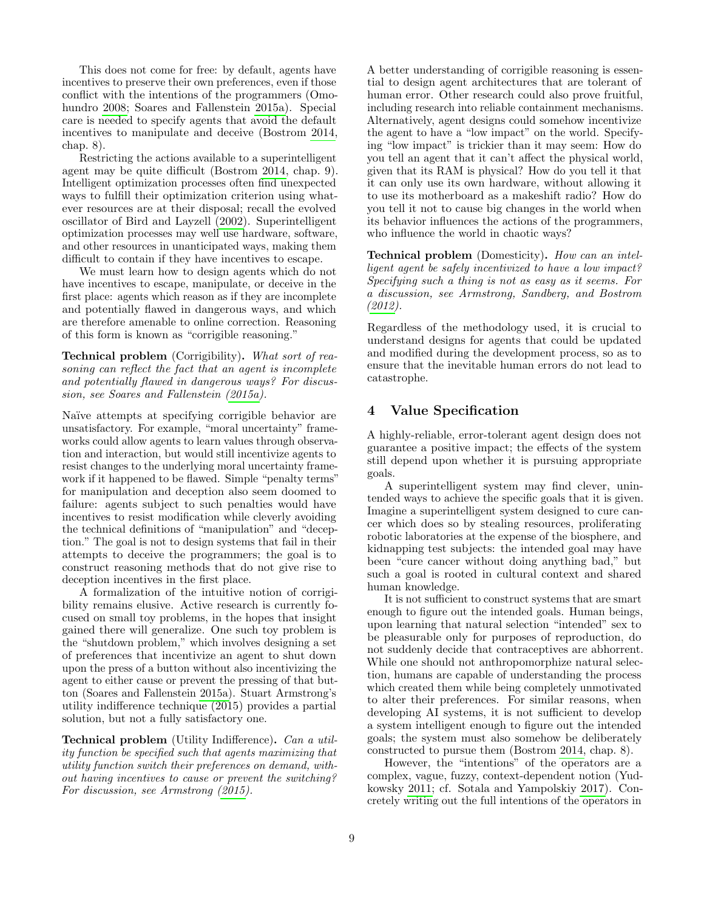This does not come for free: by default, agents have incentives to preserve their own preferences, even if those conflict with the intentions of the programmers (Omohundro 2008; Soares and Fallenstein 2015a). Special care is needed to specify agents that avoid the default incentives to manipulate and deceive (Bostrom 2014, chap. 8).

Restricting the actions available to a superintelligent agent may be quite difficult (Bostrom 2014, chap. 9). Intelligent optimization processes often find unexpected ways to fulfill their optimization criterion using whatever resources are at their disposal; recall the evolved oscillator of Bird and Layzell (2002). Superintelligent optimization processes may well use hardware, software, and other resources in unanticipated ways, making them difficult to contain if they have incentives to escape.

We must learn how to design agents which do not have incentives to escape, manipulate, or deceive in the first place: agents which reason as if they are incomplete and potentially flawed in dangerous ways, and which are therefore amenable to online correction. Reasoning of this form is known as "corrigible reasoning."

**Technical problem** (Corrigibility)**.** *What sort of reasoning can reflect the fact that an agent is incomplete and potentially flawed in dangerous ways? For discussion, see Soares and Fallenstein (2015a).*

Naïve attempts at specifying corrigible behavior are unsatisfactory. For example, "moral uncertainty" frameworks could allow agents to learn values through observation and interaction, but would still incentivize agents to resist changes to the underlying moral uncertainty framework if it happened to be flawed. Simple "penalty terms" for manipulation and deception also seem doomed to failure: agents subject to such penalties would have incentives to resist modification while cleverly avoiding the technical definitions of "manipulation" and "deception." The goal is not to design systems that fail in their attempts to deceive the programmers; the goal is to construct reasoning methods that do not give rise to deception incentives in the first place.

A formalization of the intuitive notion of corrigibility remains elusive. Active research is currently focused on small toy problems, in the hopes that insight gained there will generalize. One such toy problem is the "shutdown problem," which involves designing a set of preferences that incentivize an agent to shut down upon the press of a button without also incentivizing the agent to either cause or prevent the pressing of that button (Soares and Fallenstein 2015a). Stuart Armstrong's utility indifference technique (2015) provides a partial solution, but not a fully satisfactory one.

**Technical problem** (Utility Indifference)**.** *Can a utility function be specified such that agents maximizing that utility function switch their preferences on demand, without having incentives to cause or prevent the switching? For discussion, see Armstrong (2015).*

A better understanding of corrigible reasoning is essential to design agent architectures that are tolerant of human error. Other research could also prove fruitful, including research into reliable containment mechanisms. Alternatively, agent designs could somehow incentivize the agent to have a "low impact" on the world. Specifying "low impact" is trickier than it may seem: How do you tell an agent that it can't affect the physical world, given that its RAM is physical? How do you tell it that it can only use its own hardware, without allowing it to use its motherboard as a makeshift radio? How do you tell it not to cause big changes in the world when its behavior influences the actions of the programmers, who influence the world in chaotic ways?

**Technical problem** (Domesticity)**.** *How can an intelligent agent be safely incentivized to have a low impact? Specifying such a thing is not as easy as it seems. For a discussion, see Armstrong, Sandberg, and Bostrom (2012).*

Regardless of the methodology used, it is crucial to understand designs for agents that could be updated and modified during the development process, so as to ensure that the inevitable human errors do not lead to catastrophe.

## 4 Value Specification

A highly-reliable, error-tolerant agent design does not guarantee a positive impact; the effects of the system still depend upon whether it is pursuing appropriate goals.

A superintelligent system may find clever, unintended ways to achieve the specific goals that it is given. Imagine a superintelligent system designed to cure cancer which does so by stealing resources, proliferating robotic laboratories at the expense of the biosphere, and kidnapping test subjects: the intended goal may have been "cure cancer without doing anything bad," but such a goal is rooted in cultural context and shared human knowledge.

It is not sufficient to construct systems that are smart enough to figure out the intended goals. Human beings, upon learning that natural selection "intended" sex to be pleasurable only for purposes of reproduction, do not suddenly decide that contraceptives are abhorrent. While one should not anthropomorphize natural selection, humans are capable of understanding the process which created them while being completely unmotivated to alter their preferences. For similar reasons, when developing AI systems, it is not sufficient to develop a system intelligent enough to figure out the intended goals; the system must also somehow be deliberately constructed to pursue them (Bostrom 2014, chap. 8).

However, the "intentions" of the operators are a complex, vague, fuzzy, context-dependent notion (Yudkowsky 2011; cf. Sotala and Yampolskiy 2017). Concretely writing out the full intentions of the operators in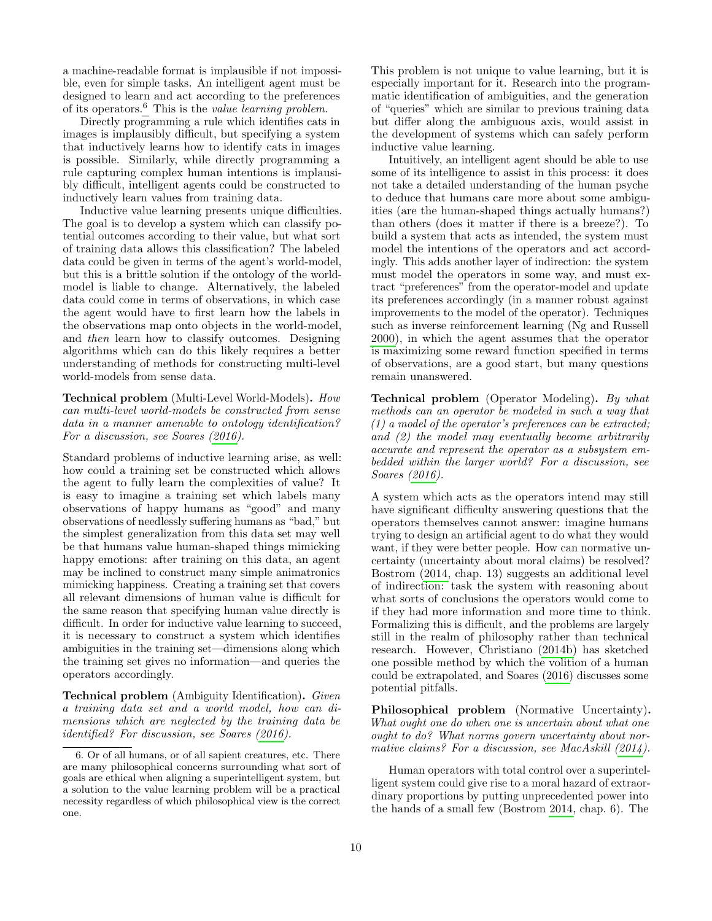a machine-readable format is implausible if not impossible, even for simple tasks. An intelligent agent must be designed to learn and act according to the preferences of its operators.[6] This is the *value learning problem*.

Directly programming a rule which identifies cats in images is implausibly difficult, but specifying a system that inductively learns how to identify cats in images is possible. Similarly, while directly programming a rule capturing complex human intentions is implausibly difficult, intelligent agents could be constructed to inductively learn values from training data.

Inductive value learning presents unique difficulties. The goal is to develop a system which can classify potential outcomes according to their value, but what sort of training data allows this classification? The labeled data could be given in terms of the agent's world-model, but this is a brittle solution if the ontology of the world-model is liable to change. Alternatively, the labeled data could come in terms of observations, in which case the agent would have to first learn how the labels in the observations map onto objects in the world-model, and *then* learn how to classify outcomes. Designing algorithms which can do this likely requires a better understanding of methods for constructing multi-level world-models from sense data.

**Technical problem** (Multi-Level World-Models)**.** *How can multi-level world-models be constructed from sense data in a manner amenable to ontology identification? For a discussion, see Soares (2016).*

Standard problems of inductive learning arise, as well: how could a training set be constructed which allows the agent to fully learn the complexities of value? It is easy to imagine a training set which labels many observations of happy humans as "good" and many observations of needlessly suffering humans as "bad," but the simplest generalization from this data set may well be that humans value human-shaped things mimicking happy emotions: after training on this data, an agent may be inclined to construct many simple animatronics mimicking happiness. Creating a training set that covers all relevant dimensions of human value is difficult for the same reason that specifying human value directly is difficult. In order for inductive value learning to succeed, it is necessary to construct a system which identifies ambiguities in the training set—dimensions along which the training set gives no information—and queries the operators accordingly.

**Technical problem** (Ambiguity Identification)**.** *Given a training data set and a world model, how can dimensions which are neglected by the training data be identified? For discussion, see Soares (2016).*

This problem is not unique to value learning, but it is especially important for it. Research into the programmatic identification of ambiguities, and the generation of "queries" which are similar to previous training data but differ along the ambiguous axis, would assist in the development of systems which can safely perform inductive value learning.

Intuitively, an intelligent agent should be able to use some of its intelligence to assist in this process: it does not take a detailed understanding of the human psyche to deduce that humans care more about some ambiguities (are the human-shaped things actually humans?) than others (does it matter if there is a breeze?). To build a system that acts as intended, the system must model the intentions of the operators and act accordingly. This adds another layer of indirection: the system must model the operators in some way, and must extract "preferences" from the operator-model and update its preferences accordingly (in a manner robust against improvements to the model of the operator). Techniques such as inverse reinforcement learning (Ng and Russell 2000), in which the agent assumes that the operator is maximizing some reward function specified in terms of observations, are a good start, but many questions remain unanswered.

**Technical problem** (Operator Modeling)**.** *By what methods can an operator be modeled in such a way that (1) a model of the operator's preferences can be extracted; and (2) the model may eventually become arbitrarily accurate and represent the operator as a subsystem embedded within the larger world? For a discussion, see Soares (2016).*

A system which acts as the operators intend may still have significant difficulty answering questions that the operators themselves cannot answer: imagine humans trying to design an artificial agent to do what they would want, if they were better people. How can normative uncertainty (uncertainty about moral claims) be resolved? Bostrom (2014, chap. 13) suggests an additional level of indirection: task the system with reasoning about what sorts of conclusions the operators would come to if they had more information and more time to think. Formalizing this is difficult, and the problems are largely still in the realm of philosophy rather than technical research. However, Christiano (2014b) has sketched one possible method by which the volition of a human could be extrapolated, and Soares (2016) discusses some potential pitfalls.

**Philosophical problem** (Normative Uncertainty)**.** *What ought one do when one is uncertain about what one ought to do? What norms govern uncertainty about normative claims? For a discussion, see MacAskill (2014).*

Human operators with total control over a superintelligent system could give rise to a moral hazard of extraordinary proportions by putting unprecedented power into the hands of a small few (Bostrom 2014, chap. 6). The

[6] Or of all humans, or of all sapient creatures, etc. There are many philosophical concerns surrounding what sort of goals are ethical when aligning a superintelligent system, but a solution to the value learning problem will be a practical necessity regardless of which philosophical view is the correct one.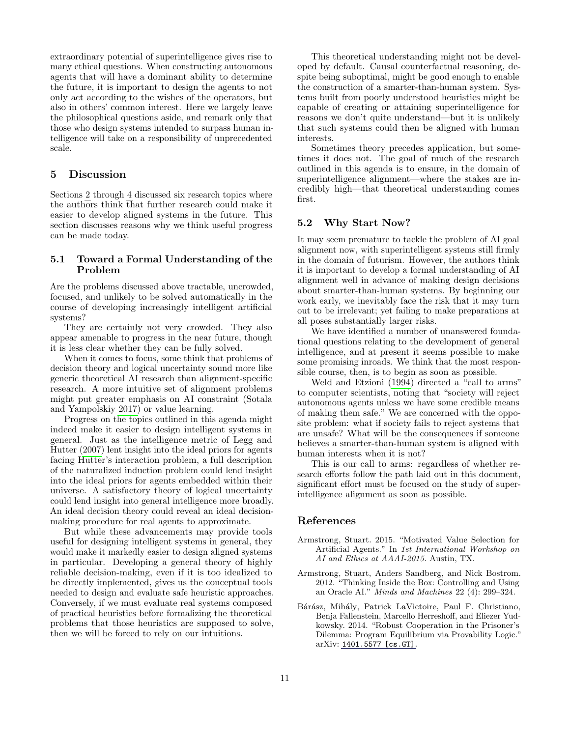extraordinary potential of superintelligence gives rise to many ethical questions. When constructing autonomous agents that will have a dominant ability to determine the future, it is important to design the agents to not only act according to the wishes of the operators, but also in others' common interest. Here we largely leave the philosophical questions aside, and remark only that those who design systems intended to surpass human intelligence will take on a responsibility of unprecedented scale.

## 5 Discussion

Sections 2 through 4 discussed six research topics where the authors think that further research could make it easier to develop aligned systems in the future. This section discusses reasons why we think useful progress can be made today.

### 5.1 Toward a Formal Understanding of the Problem

Are the problems discussed above tractable, uncrowded, focused, and unlikely to be solved automatically in the course of developing increasingly intelligent artificial systems?

They are certainly not very crowded. They also appear amenable to progress in the near future, though it is less clear whether they can be fully solved.

When it comes to focus, some think that problems of decision theory and logical uncertainty sound more like generic theoretical AI research than alignment-specific research. A more intuitive set of alignment problems might put greater emphasis on AI constraint (Sotala and Yampolskiy 2017) or value learning.

Progress on the topics outlined in this agenda might indeed make it easier to design intelligent systems in general. Just as the intelligence metric of Legg and Hutter (2007) lent insight into the ideal priors for agents facing Hutter's interaction problem, a full description of the naturalized induction problem could lend insight into the ideal priors for agents embedded within their universe. A satisfactory theory of logical uncertainty could lend insight into general intelligence more broadly. An ideal decision theory could reveal an ideal decision-making procedure for real agents to approximate.

But while these advancements may provide tools useful for designing intelligent systems in general, they would make it markedly easier to design aligned systems in particular. Developing a general theory of highly reliable decision-making, even if it is too idealized to be directly implemented, gives us the conceptual tools needed to design and evaluate safe heuristic approaches. Conversely, if we must evaluate real systems composed of practical heuristics before formalizing the theoretical problems that those heuristics are supposed to solve, then we will be forced to rely on our intuitions.

This theoretical understanding might not be developed by default. Causal counterfactual reasoning, despite being suboptimal, might be good enough to enable the construction of a smarter-than-human system. Systems built from poorly understood heuristics might be capable of creating or attaining superintelligence for reasons we don't quite understand—but it is unlikely that such systems could then be aligned with human interests.

Sometimes theory precedes application, but sometimes it does not. The goal of much of the research outlined in this agenda is to ensure, in the domain of superintelligence alignment—where the stakes are incredibly high—that theoretical understanding comes first.

### 5.2 Why Start Now?

It may seem premature to tackle the problem of AI goal alignment now, with superintelligent systems still firmly in the domain of futurism. However, the authors think it is important to develop a formal understanding of AI alignment well in advance of making design decisions about smarter-than-human systems. By beginning our work early, we inevitably face the risk that it may turn out to be irrelevant; yet failing to make preparations at all poses substantially larger risks.

We have identified a number of unanswered foundational questions relating to the development of general intelligence, and at present it seems possible to make some promising inroads. We think that the most responsible course, then, is to begin as soon as possible.

Weld and Etzioni (1994) directed a "call to arms" to computer scientists, noting that "society will reject autonomous agents unless we have some credible means of making them safe." We are concerned with the opposite problem: what if society fails to reject systems that are unsafe? What will be the consequences if someone believes a smarter-than-human system is aligned with human interests when it is not?

This is our call to arms: regardless of whether research efforts follow the path laid out in this document, significant effort must be focused on the study of superintelligence alignment as soon as possible.

## References

Armstrong, Stuart. 2015. "Motivated Value Selection for Artificial Agents." In *1st International Workshop on AI and Ethics at AAAI-2015.* Austin, TX.

Armstrong, Stuart, Anders Sandberg, and Nick Bostrom. 2012. "Thinking Inside the Box: Controlling and Using an Oracle AI." *Minds and Machines* 22 (4): 299–324.

Bárász, Mihály, Patrick LaVictoire, Paul F. Christiano, Benja Fallenstein, Marcello Herreshoff, and Eliezer Yudkowsky. 2014. "Robust Cooperation in the Prisoner's Dilemma: Program Equilibrium via Provability Logic." arXiv: 1401.5577 [cs.GT].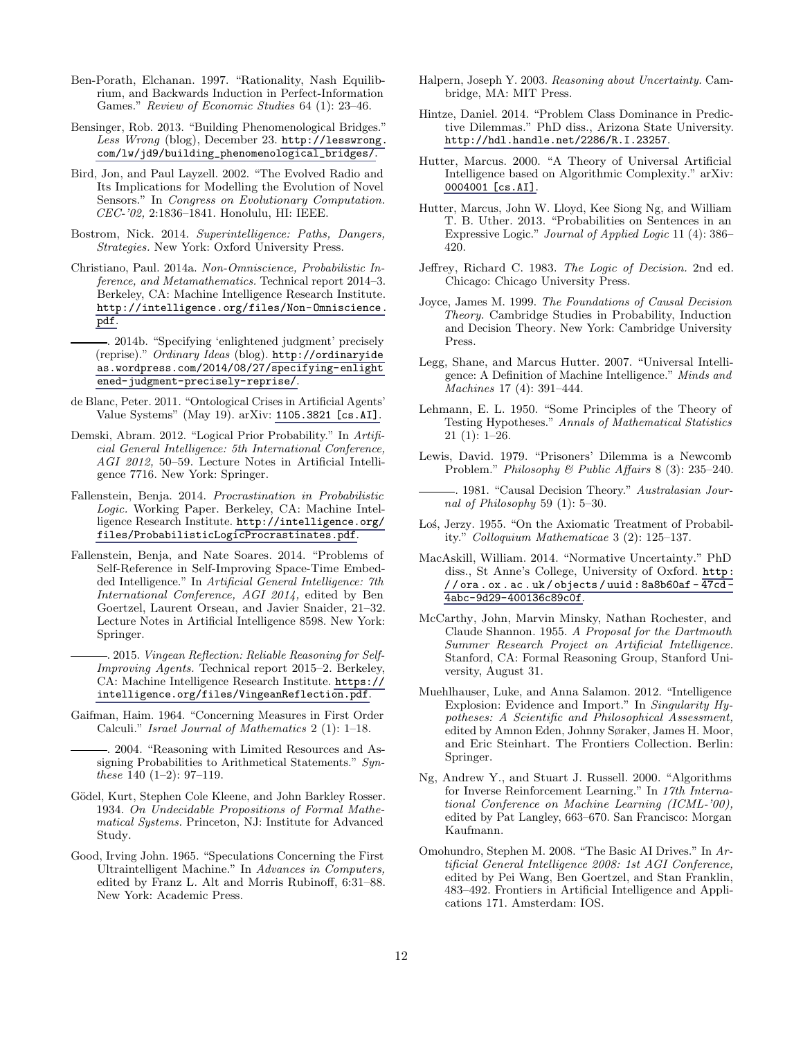Ben-Porath, Elchanan. 1997. "Rationality, Nash Equilibrium, and Backwards Induction in Perfect-Information Games." *Review of Economic Studies* 64 (1): 23–46.

Bensinger, Rob. 2013. "Building Phenomenological Bridges." *Less Wrong* (blog), December 23. http://lesswrong.com/lw/jd9/building_phenomenological_bridges/.

Bird, Jon, and Paul Layzell. 2002. "The Evolved Radio and Its Implications for Modelling the Evolution of Novel Sensors." In *Congress on Evolutionary Computation. CEC-'02,* 2:1836–1841. Honolulu, HI: IEEE.

Bostrom, Nick. 2014. *Superintelligence: Paths, Dangers, Strategies.* New York: Oxford University Press.

Christiano, Paul. 2014a. *Non-Omniscience, Probabilistic Inference, and Metamathematics.* Technical report 2014–3. Berkeley, CA: Machine Intelligence Research Institute. http://intelligence.org/files/Non-Omniscience.pdf.

———. 2014b. "Specifying 'enlightened judgment' precisely (reprise)." *Ordinary Ideas* (blog). http://ordinaryideas.wordpress.com/2014/08/27/specifying-enlightened-judgment-precisely-reprise/.

de Blanc, Peter. 2011. "Ontological Crises in Artificial Agents' Value Systems" (May 19). arXiv: 1105.3821 [cs.AI].

Demski, Abram. 2012. "Logical Prior Probability." In *Artificial General Intelligence: 5th International Conference, AGI 2012,* 50–59. Lecture Notes in Artificial Intelligence 7716. New York: Springer.

Fallenstein, Benja. 2014. *Procrastination in Probabilistic Logic.* Working Paper. Berkeley, CA: Machine Intelligence Research Institute. http://intelligence.org/files/ProbabilisticLogicProcrastinates.pdf.

Fallenstein, Benja, and Nate Soares. 2014. "Problems of Self-Reference in Self-Improving Space-Time Embedded Intelligence." In *Artificial General Intelligence: 7th International Conference, AGI 2014,* edited by Ben Goertzel, Laurent Orseau, and Javier Snaider, 21–32. Lecture Notes in Artificial Intelligence 8598. New York: Springer.

———. 2015. *Vingean Reflection: Reliable Reasoning for Self-Improving Agents.* Technical report 2015–2. Berkeley, CA: Machine Intelligence Research Institute. https://intelligence.org/files/VingeanReflection.pdf.

Gaifman, Haim. 1964. "Concerning Measures in First Order Calculi." *Israel Journal of Mathematics* 2 (1): 1–18.

———. 2004. "Reasoning with Limited Resources and Assigning Probabilities to Arithmetical Statements." *Synthese* 140 (1–2): 97–119.

Gödel, Kurt, Stephen Cole Kleene, and John Barkley Rosser. 1934. *On Undecidable Propositions of Formal Mathematical Systems.* Princeton, NJ: Institute for Advanced Study.

Good, Irving John. 1965. "Speculations Concerning the First Ultraintelligent Machine." In *Advances in Computers,* edited by Franz L. Alt and Morris Rubinoff, 6:31–88. New York: Academic Press.

Halpern, Joseph Y. 2003. *Reasoning about Uncertainty.* Cambridge, MA: MIT Press.

Hintze, Daniel. 2014. "Problem Class Dominance in Predictive Dilemmas." PhD diss., Arizona State University. http://hdl.handle.net/2286/R.I.23257.

Hutter, Marcus. 2000. "A Theory of Universal Artificial Intelligence based on Algorithmic Complexity." arXiv: 0004001 [cs.AI].

Hutter, Marcus, John W. Lloyd, Kee Siong Ng, and William T. B. Uther. 2013. "Probabilities on Sentences in an Expressive Logic." *Journal of Applied Logic* 11 (4): 386–420.

Jeffrey, Richard C. 1983. *The Logic of Decision.* 2nd ed. Chicago: Chicago University Press.

Joyce, James M. 1999. *The Foundations of Causal Decision Theory.* Cambridge Studies in Probability, Induction and Decision Theory. New York: Cambridge University Press.

Legg, Shane, and Marcus Hutter. 2007. "Universal Intelligence: A Definition of Machine Intelligence." *Minds and Machines* 17 (4): 391–444.

Lehmann, E. L. 1950. "Some Principles of the Theory of Testing Hypotheses." *Annals of Mathematical Statistics* 21 (1): 1–26.

Lewis, David. 1979. "Prisoners' Dilemma is a Newcomb Problem." *Philosophy & Public Affairs* 8 (3): 235–240.

———. 1981. "Causal Decision Theory." *Australasian Journal of Philosophy* 59 (1): 5–30.

Łoś, Jerzy. 1955. "On the Axiomatic Treatment of Probability." *Colloquium Mathematicae* 3 (2): 125–137.

MacAskill, William. 2014. "Normative Uncertainty." PhD diss., St Anne's College, University of Oxford. http://ora.ox.ac.uk/objects/uuid:8a8b60af-47cd-4abc-9d29-400136c89c0f.

McCarthy, John, Marvin Minsky, Nathan Rochester, and Claude Shannon. 1955. *A Proposal for the Dartmouth Summer Research Project on Artificial Intelligence.* Stanford, CA: Formal Reasoning Group, Stanford University, August 31.

Muehlhauser, Luke, and Anna Salamon. 2012. "Intelligence Explosion: Evidence and Import." In *Singularity Hypotheses: A Scientific and Philosophical Assessment,* edited by Amnon Eden, Johnny Søraker, James H. Moor, and Eric Steinhart. The Frontiers Collection. Berlin: Springer.

Ng, Andrew Y., and Stuart J. Russell. 2000. "Algorithms for Inverse Reinforcement Learning." In *17th International Conference on Machine Learning (ICML-'00),* edited by Pat Langley, 663–670. San Francisco: Morgan Kaufmann.

Omohundro, Stephen M. 2008. "The Basic AI Drives." In *Artificial General Intelligence 2008: 1st AGI Conference,* edited by Pei Wang, Ben Goertzel, and Stan Franklin, 483–492. Frontiers in Artificial Intelligence and Applications 171. Amsterdam: IOS.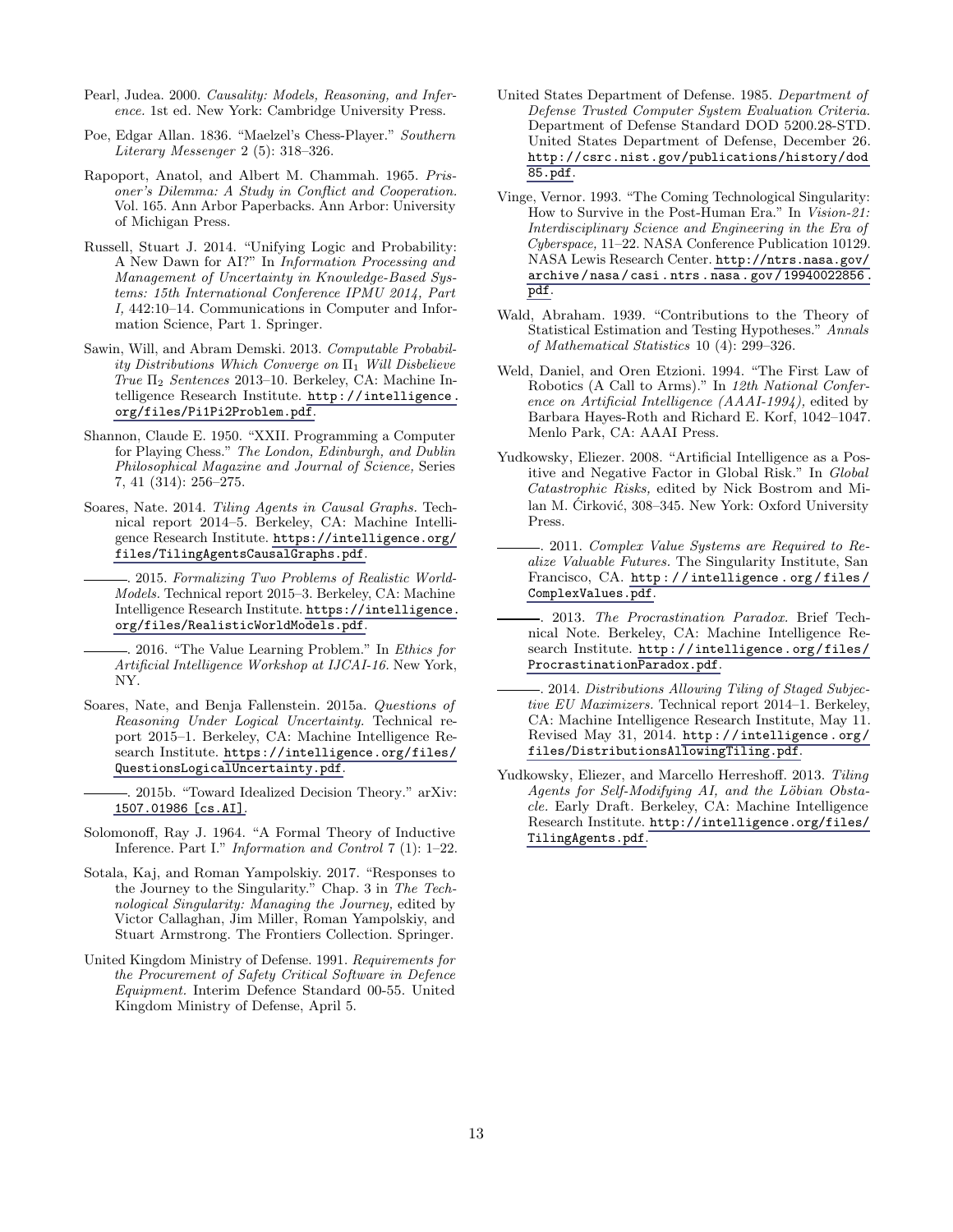Pearl, Judea. 2000. *Causality: Models, Reasoning, and Inference.* 1st ed. New York: Cambridge University Press.

Poe, Edgar Allan. 1836. "Maelzel's Chess-Player." *Southern Literary Messenger* 2 (5): 318–326.

Rapoport, Anatol, and Albert M. Chammah. 1965. *Prisoner's Dilemma: A Study in Conflict and Cooperation.* Vol. 165. Ann Arbor Paperbacks. Ann Arbor: University of Michigan Press.

Russell, Stuart J. 2014. "Unifying Logic and Probability: A New Dawn for AI?" In *Information Processing and Management of Uncertainty in Knowledge-Based Systems: 15th International Conference IPMU 2014, Part I,* 442:10–14. Communications in Computer and Information Science, Part 1. Springer.

Sawin, Will, and Abram Demski. 2013. *Computable Probability Distributions Which Converge on $\Pi_1$ Will Disbelieve True $\Pi_2$ Sentences* 2013–10. Berkeley, CA: Machine Intelligence Research Institute. http://intelligence.org/files/Pi1Pi2Problem.pdf.

Shannon, Claude E. 1950. "XXII. Programming a Computer for Playing Chess." *The London, Edinburgh, and Dublin Philosophical Magazine and Journal of Science,* Series 7, 41 (314): 256–275.

Soares, Nate. 2014. *Tiling Agents in Causal Graphs.* Technical report 2014–5. Berkeley, CA: Machine Intelligence Research Institute. https://intelligence.org/files/TilingAgentsCausalGraphs.pdf.

———. 2015. *Formalizing Two Problems of Realistic World-Models.* Technical report 2015–3. Berkeley, CA: Machine Intelligence Research Institute. https://intelligence.org/files/RealisticWorldModels.pdf.

———. 2016. "The Value Learning Problem." In *Ethics for Artificial Intelligence Workshop at IJCAI-16.* New York, NY.

Soares, Nate, and Benja Fallenstein. 2015a. *Questions of Reasoning Under Logical Uncertainty.* Technical report 2015–1. Berkeley, CA: Machine Intelligence Research Institute. https://intelligence.org/files/QuestionsLogicalUncertainty.pdf.

———. 2015b. "Toward Idealized Decision Theory." arXiv: 1507.01986 [cs.AI].

Solomonoff, Ray J. 1964. "A Formal Theory of Inductive Inference. Part I." *Information and Control* 7 (1): 1–22.

Sotala, Kaj, and Roman Yampolskiy. 2017. "Responses to the Journey to the Singularity." Chap. 3 in *The Technological Singularity: Managing the Journey,* edited by Victor Callaghan, Jim Miller, Roman Yampolskiy, and Stuart Armstrong. The Frontiers Collection. Springer.

United Kingdom Ministry of Defense. 1991. *Requirements for the Procurement of Safety Critical Software in Defence Equipment.* Interim Defence Standard 00-55. United Kingdom Ministry of Defense, April 5.

United States Department of Defense. 1985. *Department of Defense Trusted Computer System Evaluation Criteria.* Department of Defense Standard DOD 5200.28-STD. United States Department of Defense, December 26. http://csrc.nist.gov/publications/history/dod85.pdf.

Vinge, Vernor. 1993. "The Coming Technological Singularity: How to Survive in the Post-Human Era." In *Vision-21: Interdisciplinary Science and Engineering in the Era of Cyberspace,* 11–22. NASA Conference Publication 10129. NASA Lewis Research Center. http://ntrs.nasa.gov/archive/nasa/casi.ntrs.nasa.gov/19940022856.pdf.

Wald, Abraham. 1939. "Contributions to the Theory of Statistical Estimation and Testing Hypotheses." *Annals of Mathematical Statistics* 10 (4): 299–326.

Weld, Daniel, and Oren Etzioni. 1994. "The First Law of Robotics (A Call to Arms)." In *12th National Conference on Artificial Intelligence (AAAI-1994),* edited by Barbara Hayes-Roth and Richard E. Korf, 1042–1047. Menlo Park, CA: AAAI Press.

Yudkowsky, Eliezer. 2008. "Artificial Intelligence as a Positive and Negative Factor in Global Risk." In *Global Catastrophic Risks,* edited by Nick Bostrom and Milan M. Ćirković, 308–345. New York: Oxford University Press.

———. 2011. *Complex Value Systems are Required to Realize Valuable Futures.* The Singularity Institute, San Francisco, CA. http://intelligence.org/files/ComplexValues.pdf.

———. 2013. *The Procrastination Paradox.* Brief Technical Note. Berkeley, CA: Machine Intelligence Research Institute. http://intelligence.org/files/ProcrastinationParadox.pdf.

———. 2014. *Distributions Allowing Tiling of Staged Subjective EU Maximizers.* Technical report 2014–1. Berkeley, CA: Machine Intelligence Research Institute, May 11. Revised May 31, 2014. http://intelligence.org/files/DistributionsAllowingTiling.pdf.

Yudkowsky, Eliezer, and Marcello Herreshoff. 2013. *Tiling Agents for Self-Modifying AI, and the Löbian Obstacle.* Early Draft. Berkeley, CA: Machine Intelligence Research Institute. http://intelligence.org/files/TilingAgents.pdf.